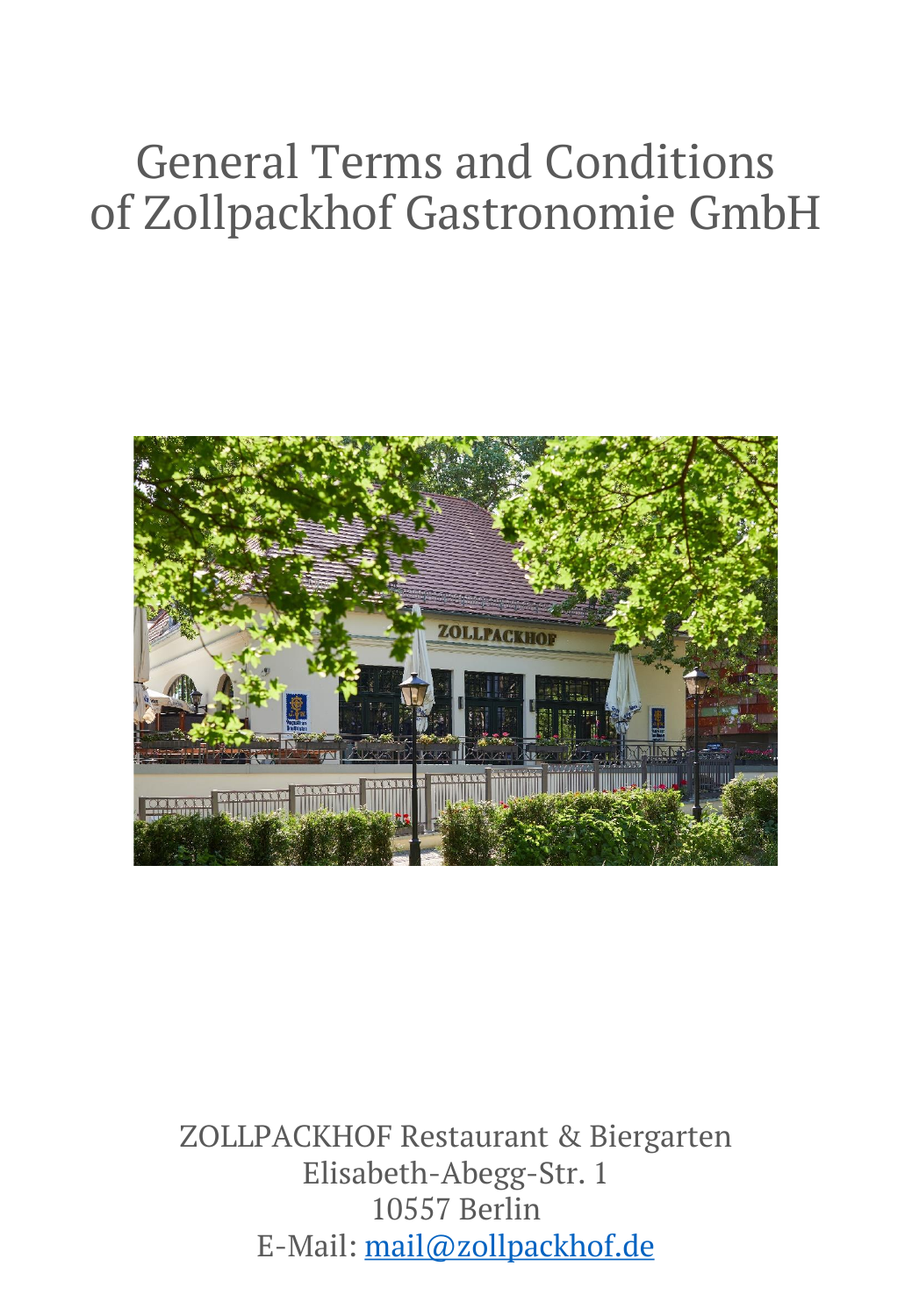# General Terms and Conditions of Zollpackhof Gastronomie GmbH

ZOLLPACKHOF Restaurant & Biergarten
Elisabeth-Abegg-Str. 1
10557 Berlin
E-Mail: mail@zollpackhof.de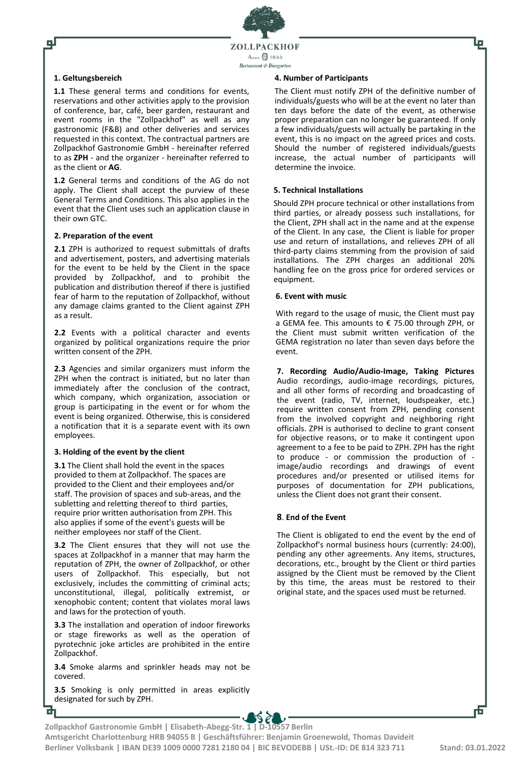## 1. Geltungsbereich

**1.1** These general terms and conditions for events, reservations and other activities apply to the provision of conference, bar, café, beer garden, restaurant and event rooms in the "Zollpackhof" as well as any gastronomic (F&B) and other deliveries and services requested in this context. The contractual partners are Zollpackhof Gastronomie GmbH - hereinafter referred to as **ZPH** - and the organizer - hereinafter referred to as the client or **AG**.

**1.2** General terms and conditions of the AG do not apply. The Client shall accept the purview of these General Terms and Conditions. This also applies in the event that the Client uses such an application clause in their own GTC.

## 2. Preparation of the event

**2.1** ZPH is authorized to request submittals of drafts and advertisement, posters, and advertising materials for the event to be held by the Client in the space provided by Zollpackhof, and to prohibit the publication and distribution thereof if there is justified fear of harm to the reputation of Zollpackhof, without any damage claims granted to the Client against ZPH as a result.

**2.2** Events with a political character and events organized by political organizations require the prior written consent of the ZPH.

**2.3** Agencies and similar organizers must inform the ZPH when the contract is initiated, but no later than immediately after the conclusion of the contract, which company, which organization, association or group is participating in the event or for whom the event is being organized. Otherwise, this is considered a notification that it is a separate event with its own employees.

## 3. Holding of the event by the client

**3.1** The Client shall hold the event in the spaces provided to them at Zollpackhof. The spaces are provided to the Client and their employees and/or staff. The provision of spaces and sub-areas, and the subletting and reletting thereof to third parties, require prior written authorisation from ZPH. This also applies if some of the event's guests will be neither employees nor staff of the Client.

**3.2** The Client ensures that they will not use the spaces at Zollpackhof in a manner that may harm the reputation of ZPH, the owner of Zollpackhof, or other users of Zollpackhof. This especially, but not exclusively, includes the committing of criminal acts; unconstitutional, illegal, politically extremist, or xenophobic content; content that violates moral laws and laws for the protection of youth.

**3.3** The installation and operation of indoor fireworks or stage fireworks as well as the operation of pyrotechnic joke articles are prohibited in the entire Zollpackhof.

**3.4** Smoke alarms and sprinkler heads may not be covered.

**3.5** Smoking is only permitted in areas explicitly designated for such by ZPH.

## 4. Number of Participants

The Client must notify ZPH of the definitive number of individuals/guests who will be at the event no later than ten days before the date of the event, as otherwise proper preparation can no longer be guaranteed. If only a few individuals/guests will actually be partaking in the event, this is no impact on the agreed prices and costs. Should the number of registered individuals/guests increase, the actual number of participants will determine the invoice.

## 5. Technical Installations

Should ZPH procure technical or other installations from third parties, or already possess such installations, for the Client, ZPH shall act in the name and at the expense of the Client. In any case, the Client is liable for proper use and return of installations, and relieves ZPH of all third-party claims stemming from the provision of said installations. The ZPH charges an additional 20% handling fee on the gross price for ordered services or equipment.

## 6. Event with music

With regard to the usage of music, the Client must pay a GEMA fee. This amounts to € 75.00 through ZPH, or the Client must submit written verification of the GEMA registration no later than seven days before the event.

## 7. Recording Audio/Audio-Image, Taking Pictures

Audio recordings, audio-image recordings, pictures, and all other forms of recording and broadcasting of the event (radio, TV, internet, loudspeaker, etc.) require written consent from ZPH, pending consent from the involved copyright and neighboring right officials. ZPH is authorised to decline to grant consent for objective reasons, or to make it contingent upon agreement to a fee to be paid to ZPH. ZPH has the right to produce - or commission the production of - image/audio recordings and drawings of event procedures and/or presented or utilised items for purposes of documentation for ZPH publications, unless the Client does not grant their consent.

## 8. End of the Event

The Client is obligated to end the event by the end of Zollpackhof's normal business hours (currently: 24:00), pending any other agreements. Any items, structures, decorations, etc., brought by the Client or third parties assigned by the Client must be removed by the Client by this time, the areas must be restored to their original state, and the spaces used must be returned.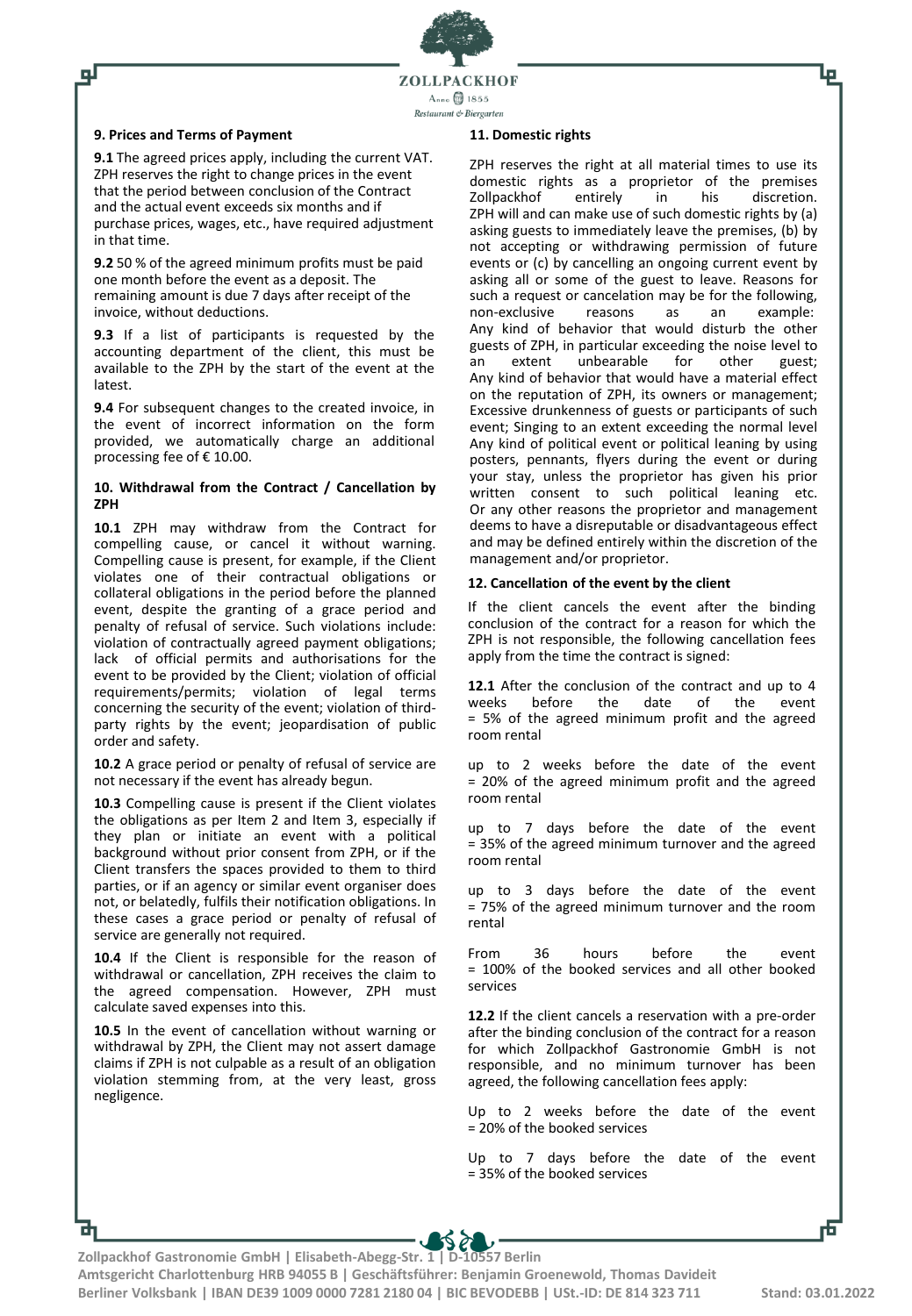## 9. Prices and Terms of Payment

**9.1** The agreed prices apply, including the current VAT. ZPH reserves the right to change prices in the event that the period between conclusion of the Contract and the actual event exceeds six months and if purchase prices, wages, etc., have required adjustment in that time.

**9.2** 50 % of the agreed minimum profits must be paid one month before the event as a deposit. The remaining amount is due 7 days after receipt of the invoice, without deductions.

**9.3** If a list of participants is requested by the accounting department of the client, this must be available to the ZPH by the start of the event at the latest.

**9.4** For subsequent changes to the created invoice, in the event of incorrect information on the form provided, we automatically charge an additional processing fee of € 10.00.

## 10. Withdrawal from the Contract / Cancellation by ZPH

**10.1** ZPH may withdraw from the Contract for compelling cause, or cancel it without warning. Compelling cause is present, for example, if the Client violates one of their contractual obligations or collateral obligations in the period before the planned event, despite the granting of a grace period and penalty of refusal of service. Such violations include: violation of contractually agreed payment obligations; lack of official permits and authorisations for the event to be provided by the Client; violation of official requirements/permits; violation of legal terms concerning the security of the event; violation of third-party rights by the event; jeopardisation of public order and safety.

**10.2** A grace period or penalty of refusal of service are not necessary if the event has already begun.

**10.3** Compelling cause is present if the Client violates the obligations as per Item 2 and Item 3, especially if they plan or initiate an event with a political background without prior consent from ZPH, or if the Client transfers the spaces provided to them to third parties, or if an agency or similar event organiser does not, or belatedly, fulfils their notification obligations. In these cases a grace period or penalty of refusal of service are generally not required.

**10.4** If the Client is responsible for the reason of withdrawal or cancellation, ZPH receives the claim to the agreed compensation. However, ZPH must calculate saved expenses into this.

**10.5** In the event of cancellation without warning or withdrawal by ZPH, the Client may not assert damage claims if ZPH is not culpable as a result of an obligation violation stemming from, at the very least, gross negligence.

## 11. Domestic rights

ZPH reserves the right at all material times to use its domestic rights as a proprietor of the premises Zollpackhof entirely in his discretion. ZPH will and can make use of such domestic rights by (a) asking guests to immediately leave the premises, (b) by not accepting or withdrawing permission of future events or (c) by cancelling an ongoing current event by asking all or some of the guest to leave. Reasons for such a request or cancelation may be for the following, non-exclusive reasons as an example: Any kind of behavior that would disturb the other guests of ZPH, in particular exceeding the noise level to an extent unbearable for other guest; Any kind of behavior that would have a material effect on the reputation of ZPH, its owners or management; Excessive drunkenness of guests or participants of such event; Singing to an extent exceeding the normal level Any kind of political event or political leaning by using posters, pennants, flyers during the event or during your stay, unless the proprietor has given his prior written consent to such political leaning etc. Or any other reasons the proprietor and management deems to have a disreputable or disadvantageous effect and may be defined entirely within the discretion of the management and/or proprietor.

## 12. Cancellation of the event by the client

If the client cancels the event after the binding conclusion of the contract for a reason for which the ZPH is not responsible, the following cancellation fees apply from the time the contract is signed:

**12.1** After the conclusion of the contract and up to 4 weeks before the date of the event = 5% of the agreed minimum profit and the agreed room rental

up to 2 weeks before the date of the event = 20% of the agreed minimum profit and the agreed room rental

up to 7 days before the date of the event = 35% of the agreed minimum turnover and the agreed room rental

up to 3 days before the date of the event = 75% of the agreed minimum turnover and the room rental

From 36 hours before the event = 100% of the booked services and all other booked services

**12.2** If the client cancels a reservation with a pre-order after the binding conclusion of the contract for a reason for which Zollpackhof Gastronomie GmbH is not responsible, and no minimum turnover has been agreed, the following cancellation fees apply:

Up to 2 weeks before the date of the event = 20% of the booked services

Up to 7 days before the date of the event = 35% of the booked services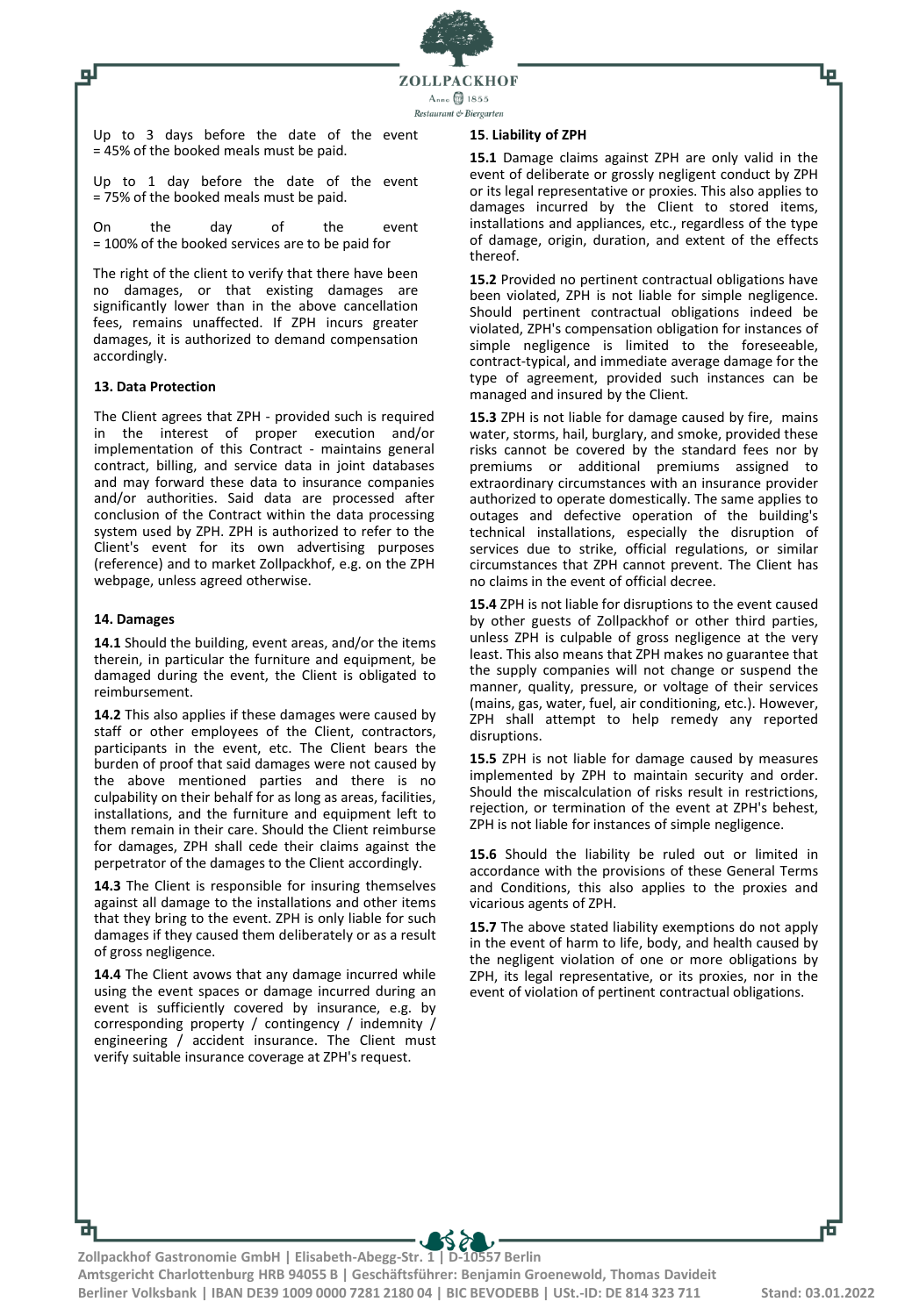Up to 3 days before the date of the event = 45% of the booked meals must be paid.

Up to 1 day before the date of the event = 75% of the booked meals must be paid.

On the day of the event = 100% of the booked services are to be paid for

The right of the client to verify that there have been no damages, or that existing damages are significantly lower than in the above cancellation fees, remains unaffected. If ZPH incurs greater damages, it is authorized to demand compensation accordingly.

**13. Data Protection**

The Client agrees that ZPH - provided such is required in the interest of proper execution and/or implementation of this Contract - maintains general contract, billing, and service data in joint databases and may forward these data to insurance companies and/or authorities. Said data are processed after conclusion of the Contract within the data processing system used by ZPH. ZPH is authorized to refer to the Client's event for its own advertising purposes (reference) and to market Zollpackhof, e.g. on the ZPH webpage, unless agreed otherwise.

**14. Damages**

**14.1** Should the building, event areas, and/or the items therein, in particular the furniture and equipment, be damaged during the event, the Client is obligated to reimbursement.

**14.2** This also applies if these damages were caused by staff or other employees of the Client, contractors, participants in the event, etc. The Client bears the burden of proof that said damages were not caused by the above mentioned parties and there is no culpability on their behalf for as long as areas, facilities, installations, and the furniture and equipment left to them remain in their care. Should the Client reimburse for damages, ZPH shall cede their claims against the perpetrator of the damages to the Client accordingly.

**14.3** The Client is responsible for insuring themselves against all damage to the installations and other items that they bring to the event. ZPH is only liable for such damages if they caused them deliberately or as a result of gross negligence.

**14.4** The Client avows that any damage incurred while using the event spaces or damage incurred during an event is sufficiently covered by insurance, e.g. by corresponding property / contingency / indemnity / engineering / accident insurance. The Client must verify suitable insurance coverage at ZPH's request.

**15. Liability of ZPH**

**15.1** Damage claims against ZPH are only valid in the event of deliberate or grossly negligent conduct by ZPH or its legal representative or proxies. This also applies to damages incurred by the Client to stored items, installations and appliances, etc., regardless of the type of damage, origin, duration, and extent of the effects thereof.

**15.2** Provided no pertinent contractual obligations have been violated, ZPH is not liable for simple negligence. Should pertinent contractual obligations indeed be violated, ZPH's compensation obligation for instances of simple negligence is limited to the foreseeable, contract-typical, and immediate average damage for the type of agreement, provided such instances can be managed and insured by the Client.

**15.3** ZPH is not liable for damage caused by fire, mains water, storms, hail, burglary, and smoke, provided these risks cannot be covered by the standard fees nor by premiums or additional premiums assigned to extraordinary circumstances with an insurance provider authorized to operate domestically. The same applies to outages and defective operation of the building's technical installations, especially the disruption of services due to strike, official regulations, or similar circumstances that ZPH cannot prevent. The Client has no claims in the event of official decree.

**15.4** ZPH is not liable for disruptions to the event caused by other guests of Zollpackhof or other third parties, unless ZPH is culpable of gross negligence at the very least. This also means that ZPH makes no guarantee that the supply companies will not change or suspend the manner, quality, pressure, or voltage of their services (mains, gas, water, fuel, air conditioning, etc.). However, ZPH shall attempt to help remedy any reported disruptions.

**15.5** ZPH is not liable for damage caused by measures implemented by ZPH to maintain security and order. Should the miscalculation of risks result in restrictions, rejection, or termination of the event at ZPH's behest, ZPH is not liable for instances of simple negligence.

**15.6** Should the liability be ruled out or limited in accordance with the provisions of these General Terms and Conditions, this also applies to the proxies and vicarious agents of ZPH.

**15.7** The above stated liability exemptions do not apply in the event of harm to life, body, and health caused by the negligent violation of one or more obligations by ZPH, its legal representative, or its proxies, nor in the event of violation of pertinent contractual obligations.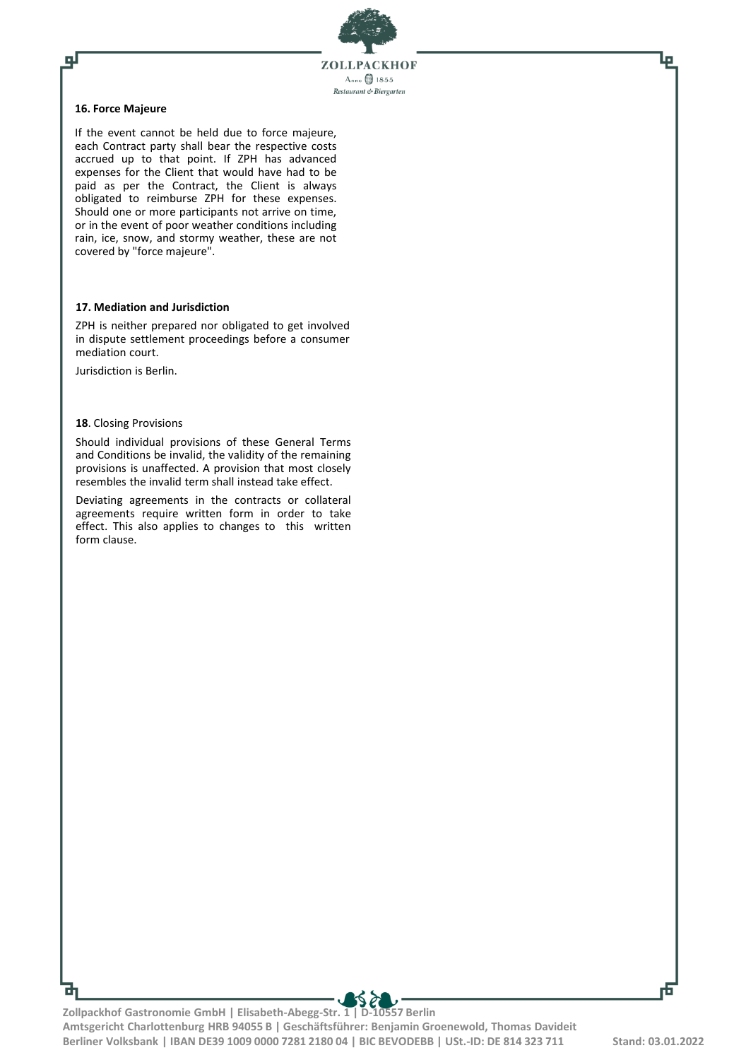**16. Force Majeure**

If the event cannot be held due to force majeure, each Contract party shall bear the respective costs accrued up to that point. If ZPH has advanced expenses for the Client that would have had to be paid as per the Contract, the Client is always obligated to reimburse ZPH for these expenses. Should one or more participants not arrive on time, or in the event of poor weather conditions including rain, ice, snow, and stormy weather, these are not covered by "force majeure".

**17. Mediation and Jurisdiction**

ZPH is neither prepared nor obligated to get involved in dispute settlement proceedings before a consumer mediation court.

Jurisdiction is Berlin.

**18**. Closing Provisions

Should individual provisions of these General Terms and Conditions be invalid, the validity of the remaining provisions is unaffected. A provision that most closely resembles the invalid term shall instead take effect.

Deviating agreements in the contracts or collateral agreements require written form in order to take effect. This also applies to changes to this written form clause.